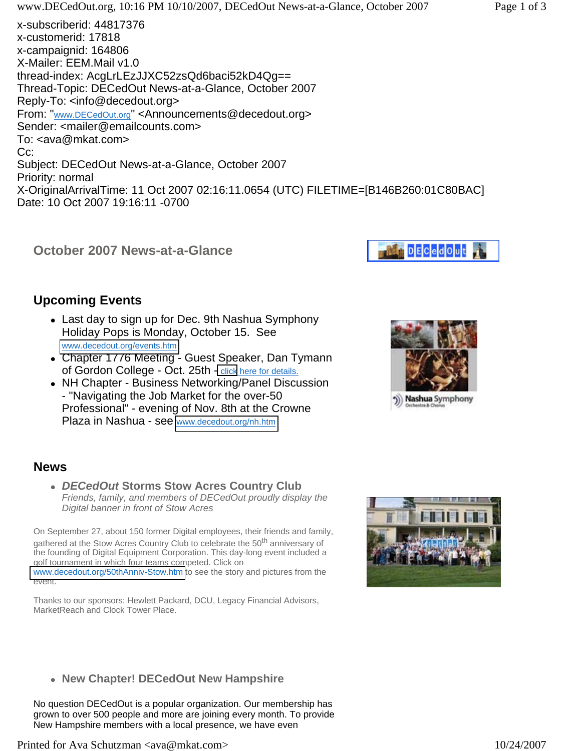x-subscriberid: 44817376
x-customerid: 17818
x-campaignid: 164806
X-Mailer: EEM.Mail v1.0
thread-index: AcgLrLEzJJXC52zsQd6baci52kD4Qg==
Thread-Topic: DECedOut News-at-a-Glance, October 2007
Reply-To: <info@decedout.org>
From: "www.DECedOut.org" <Announcements@decedout.org>
Sender: <mailer@emailcounts.com>
To: <ava@mkat.com>
Cc:
Subject: DECedOut News-at-a-Glance, October 2007
Priority: normal
X-OriginalArrivalTime: 11 Oct 2007 02:16:11.0654 (UTC) FILETIME=[B146B260:01C80BAC]
Date: 10 Oct 2007 19:16:11 -0700

## October 2007 News-at-a-Glance

DECedOut

## Upcoming Events

- Last day to sign up for Dec. 9th Nashua Symphony Holiday Pops is Monday, October 15. See www.decedout.org/events.htm
- Chapter 1776 Meeting - Guest Speaker, Dan Tymann of Gordon College - Oct. 25th - click here for details.
- NH Chapter - Business Networking/Panel Discussion - "Navigating the Job Market for the over-50 Professional" - evening of Nov. 8th at the Crowne Plaza in Nashua - see www.decedout.org/nh.htm

Nashua Symphony Orchestra & Chorus

## News

- ***DECedOut* Storms Stow Acres Country Club**
  *Friends, family, and members of DECedOut proudly display the Digital banner in front of Stow Acres*

On September 27, about 150 former Digital employees, their friends and family, gathered at the Stow Acres Country Club to celebrate the 50th anniversary of the founding of Digital Equipment Corporation. This day-long event included a golf tournament in which four teams competed. Click on www.decedout.org/50thAnniv-Stow.htm to see the story and pictures from the event.

Thanks to our sponsors: Hewlett Packard, DCU, Legacy Financial Advisors, MarketReach and Clock Tower Place.

- **New Chapter! DECedOut New Hampshire**

No question DECedOut is a popular organization. Our membership has grown to over 500 people and more are joining every month. To provide New Hampshire members with a local presence, we have even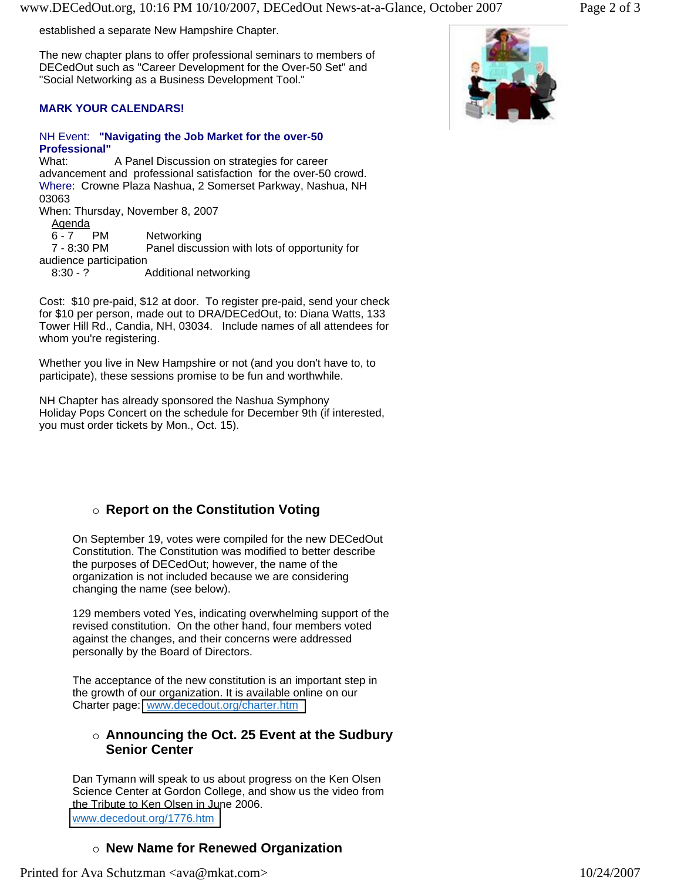established a separate New Hampshire Chapter.

The new chapter plans to offer professional seminars to members of DECedOut such as "Career Development for the Over-50 Set" and "Social Networking as a Business Development Tool."

**MARK YOUR CALENDARS!**

NH Event: **"Navigating the Job Market for the over-50 Professional"**
What: A Panel Discussion on strategies for career advancement and professional satisfaction for the over-50 crowd.
Where: Crowne Plaza Nashua, 2 Somerset Parkway, Nashua, NH 03063
When: Thursday, November 8, 2007

Agenda

6 - 7 PM Networking
7 - 8:30 PM Panel discussion with lots of opportunity for audience participation
8:30 - ? Additional networking

Cost: $10 pre-paid, $12 at door. To register pre-paid, send your check for $10 per person, made out to DRA/DECedOut, to: Diana Watts, 133 Tower Hill Rd., Candia, NH, 03034. Include names of all attendees for whom you're registering.

Whether you live in New Hampshire or not (and you don't have to, to participate), these sessions promise to be fun and worthwhile.

NH Chapter has already sponsored the Nashua Symphony Holiday Pops Concert on the schedule for December 9th (if interested, you must order tickets by Mon., Oct. 15).

### Report on the Constitution Voting

On September 19, votes were compiled for the new DECedOut Constitution. The Constitution was modified to better describe the purposes of DECedOut; however, the name of the organization is not included because we are considering changing the name (see below).

129 members voted Yes, indicating overwhelming support of the revised constitution. On the other hand, four members voted against the changes, and their concerns were addressed personally by the Board of Directors.

The acceptance of the new constitution is an important step in the growth of our organization. It is available online on our Charter page: www.decedout.org/charter.htm

### Announcing the Oct. 25 Event at the Sudbury Senior Center

Dan Tymann will speak to us about progress on the Ken Olsen Science Center at Gordon College, and show us the video from the Tribute to Ken Olsen in June 2006.
www.decedout.org/1776.htm

### New Name for Renewed Organization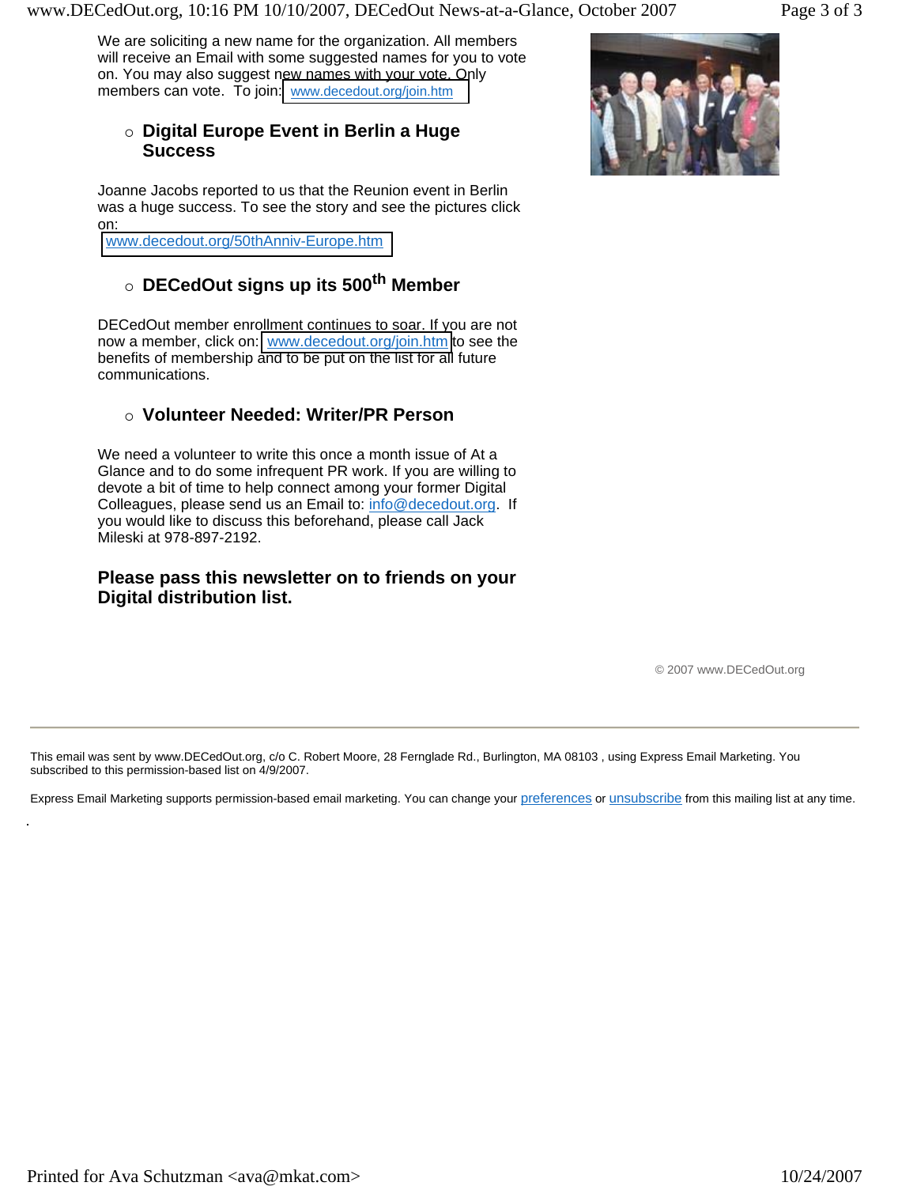We are soliciting a new name for the organization. All members will receive an Email with some suggested names for you to vote on. You may also suggest new names with your vote. Only members can vote. To join: www.decedout.org/join.htm

- **Digital Europe Event in Berlin a Huge Success**

Joanne Jacobs reported to us that the Reunion event in Berlin was a huge success. To see the story and see the pictures click on: www.decedout.org/50thAnniv-Europe.htm

- **DECedOut signs up its 500th Member**

DECedOut member enrollment continues to soar. If you are not now a member, click on: www.decedout.org/join.htm to see the benefits of membership and to be put on the list for all future communications.

- **Volunteer Needed: Writer/PR Person**

We need a volunteer to write this once a month issue of At a Glance and to do some infrequent PR work. If you are willing to devote a bit of time to help connect among your former Digital Colleagues, please send us an Email to: info@decedout.org. If you would like to discuss this beforehand, please call Jack Mileski at 978-897-2192.

**Please pass this newsletter on to friends on your Digital distribution list.**

© 2007 www.DECedOut.org

---

This email was sent by www.DECedOut.org, c/o C. Robert Moore, 28 Fernglade Rd., Burlington, MA 08103 , using Express Email Marketing. You subscribed to this permission-based list on 4/9/2007.

Express Email Marketing supports permission-based email marketing. You can change your preferences or unsubscribe from this mailing list at any time.